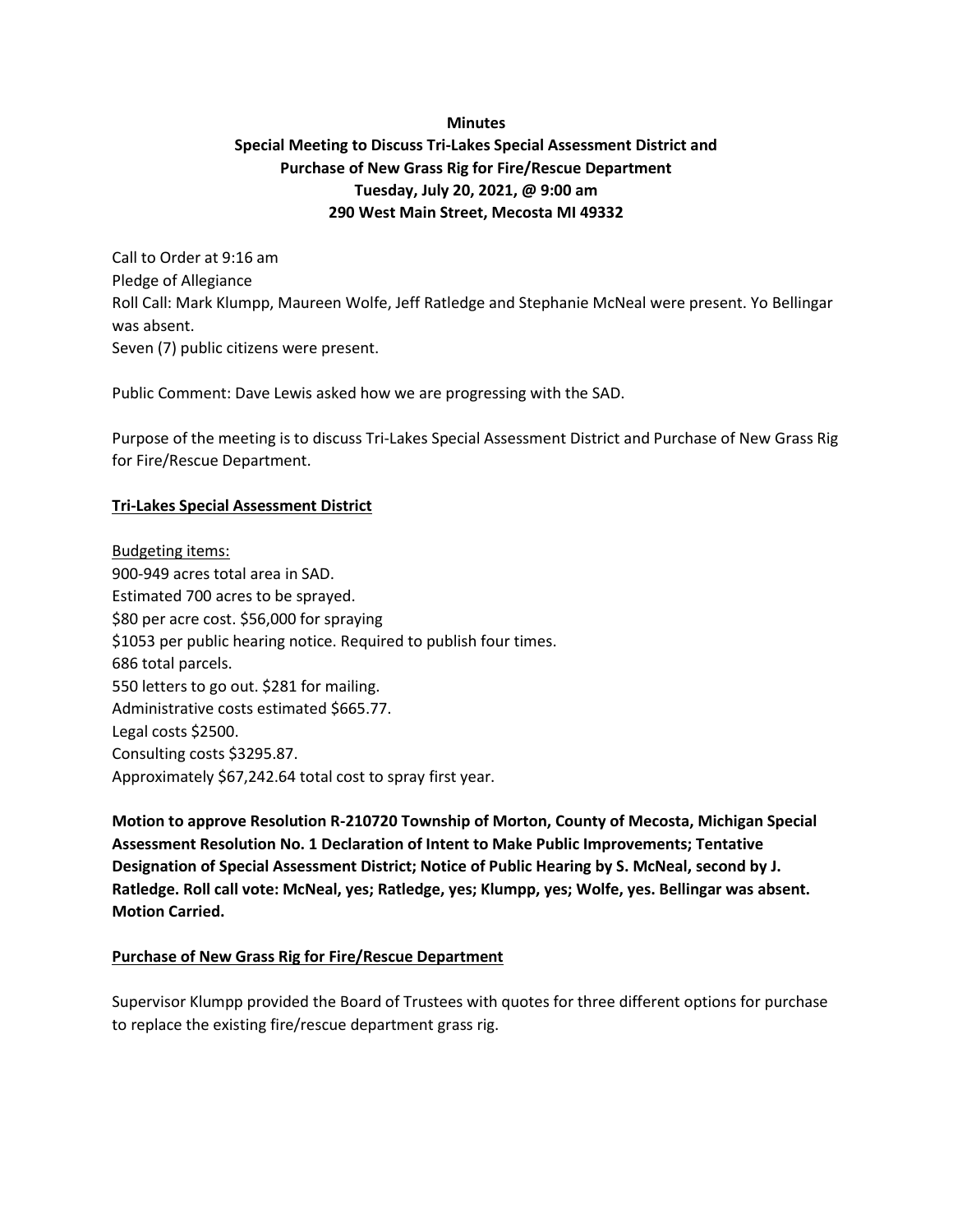**Minutes**

**Special Meeting to Discuss Tri-Lakes Special Assessment District and Purchase of New Grass Rig for Fire/Rescue Department**

**Tuesday, July 20, 2021, @ 9:00 am**

**290 West Main Street, Mecosta MI 49332**

Call to Order at 9:16 am
Pledge of Allegiance
Roll Call: Mark Klumpp, Maureen Wolfe, Jeff Ratledge and Stephanie McNeal were present. Yo Bellingar was absent.
Seven (7) public citizens were present.

Public Comment: Dave Lewis asked how we are progressing with the SAD.

Purpose of the meeting is to discuss Tri-Lakes Special Assessment District and Purchase of New Grass Rig for Fire/Rescue Department.

**<u>Tri-Lakes Special Assessment District</u>**

<u>Budgeting items:</u>
900-949 acres total area in SAD.
Estimated 700 acres to be sprayed.
$80 per acre cost. $56,000 for spraying
$1053 per public hearing notice. Required to publish four times.
686 total parcels.
550 letters to go out. $281 for mailing.
Administrative costs estimated $665.77.
Legal costs $2500.
Consulting costs $3295.87.
Approximately $67,242.64 total cost to spray first year.

**Motion to approve Resolution R-210720 Township of Morton, County of Mecosta, Michigan Special Assessment Resolution No. 1 Declaration of Intent to Make Public Improvements; Tentative Designation of Special Assessment District; Notice of Public Hearing by S. McNeal, second by J. Ratledge. Roll call vote: McNeal, yes; Ratledge, yes; Klumpp, yes; Wolfe, yes. Bellingar was absent. Motion Carried.**

**<u>Purchase of New Grass Rig for Fire/Rescue Department</u>**

Supervisor Klumpp provided the Board of Trustees with quotes for three different options for purchase to replace the existing fire/rescue department grass rig.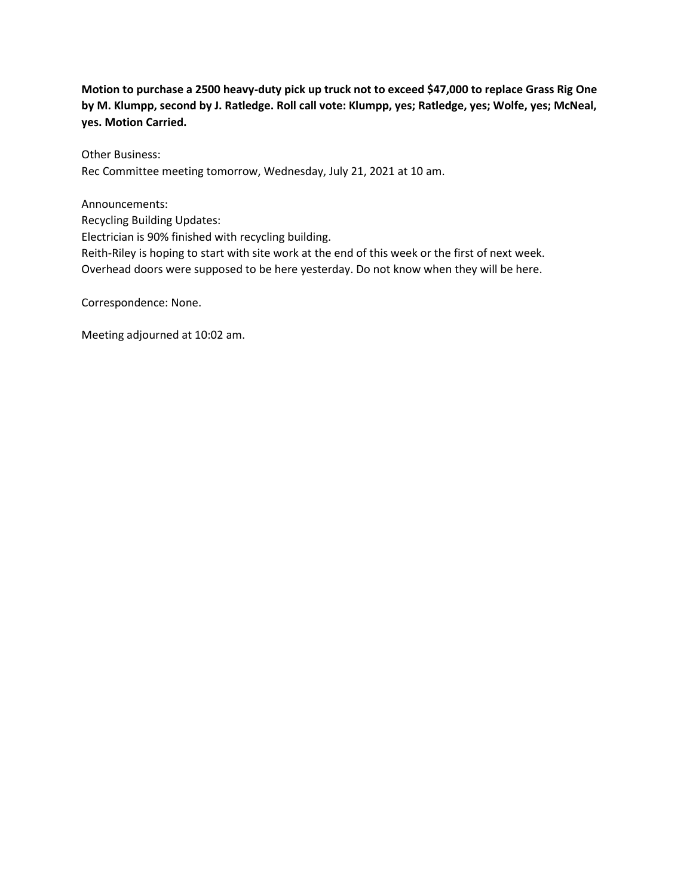**Motion to purchase a 2500 heavy-duty pick up truck not to exceed $47,000 to replace Grass Rig One by M. Klumpp, second by J. Ratledge. Roll call vote: Klumpp, yes; Ratledge, yes; Wolfe, yes; McNeal, yes. Motion Carried.**

Other Business:
Rec Committee meeting tomorrow, Wednesday, July 21, 2021 at 10 am.

Announcements:
Recycling Building Updates:
Electrician is 90% finished with recycling building.
Reith-Riley is hoping to start with site work at the end of this week or the first of next week.
Overhead doors were supposed to be here yesterday. Do not know when they will be here.

Correspondence: None.

Meeting adjourned at 10:02 am.